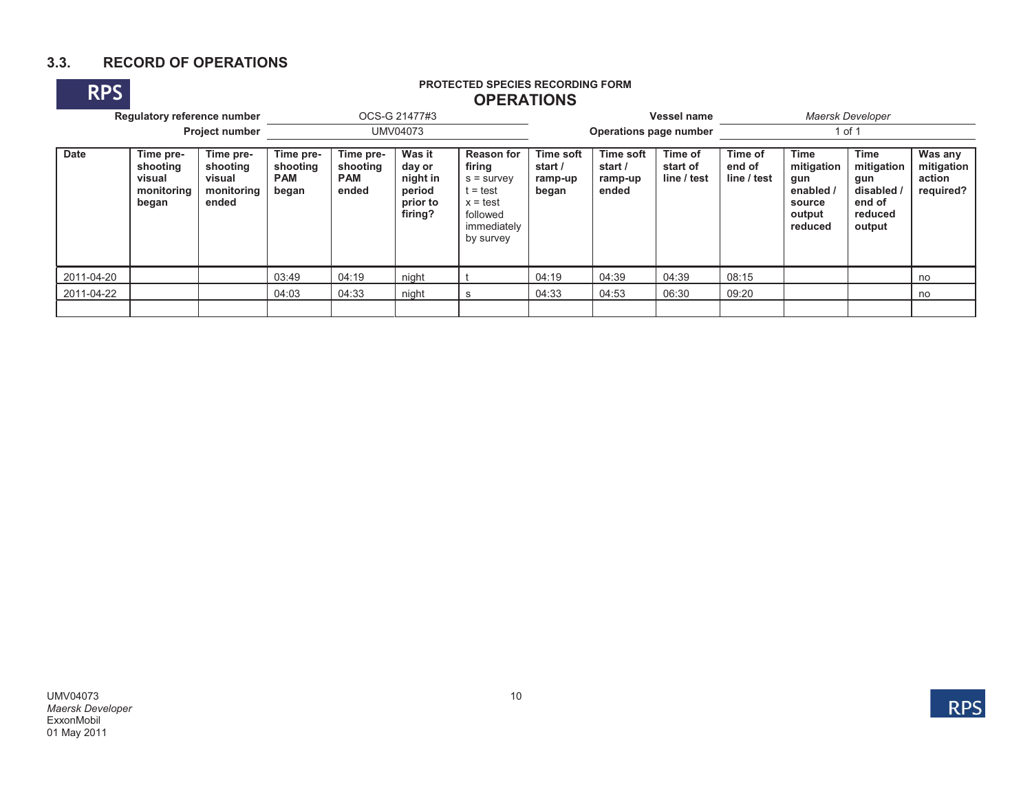## 3.3. RECORD OF OPERATIONS

RPS

**PROTECTED SPECIES RECORDING FORM**

**OPERATIONS**

| | | | |
|---|---|---|---|
| **Regulatory reference number** | OCS-G 21477#3 | **Vessel name** | *Maersk Developer* |
| **Project number** | UMV04073 | **Operations page number** | 1 of 1 |

| Date | Time pre-shooting visual monitoring began | Time pre-shooting visual monitoring ended | Time pre-shooting PAM began | Time pre-shooting PAM ended | Was it day or night in period prior to firing? | Reason for firing s = survey t = test x = test followed immediately by survey | Time soft start / ramp-up began | Time soft start / ramp-up ended | Time of start of line / test | Time of end of line / test | Time mitigation gun enabled / source output reduced | Time mitigation gun disabled / end of reduced output | Was any mitigation action required? |
|---|---|---|---|---|---|---|---|---|---|---|---|---|---|
| 2011-04-20 | | | 03:49 | 04:19 | night | t | 04:19 | 04:39 | 04:39 | 08:15 | | | no |
| 2011-04-22 | | | 04:03 | 04:33 | night | s | 04:33 | 04:53 | 06:30 | 09:20 | | | no |
| | | | | | | | | | | | | | |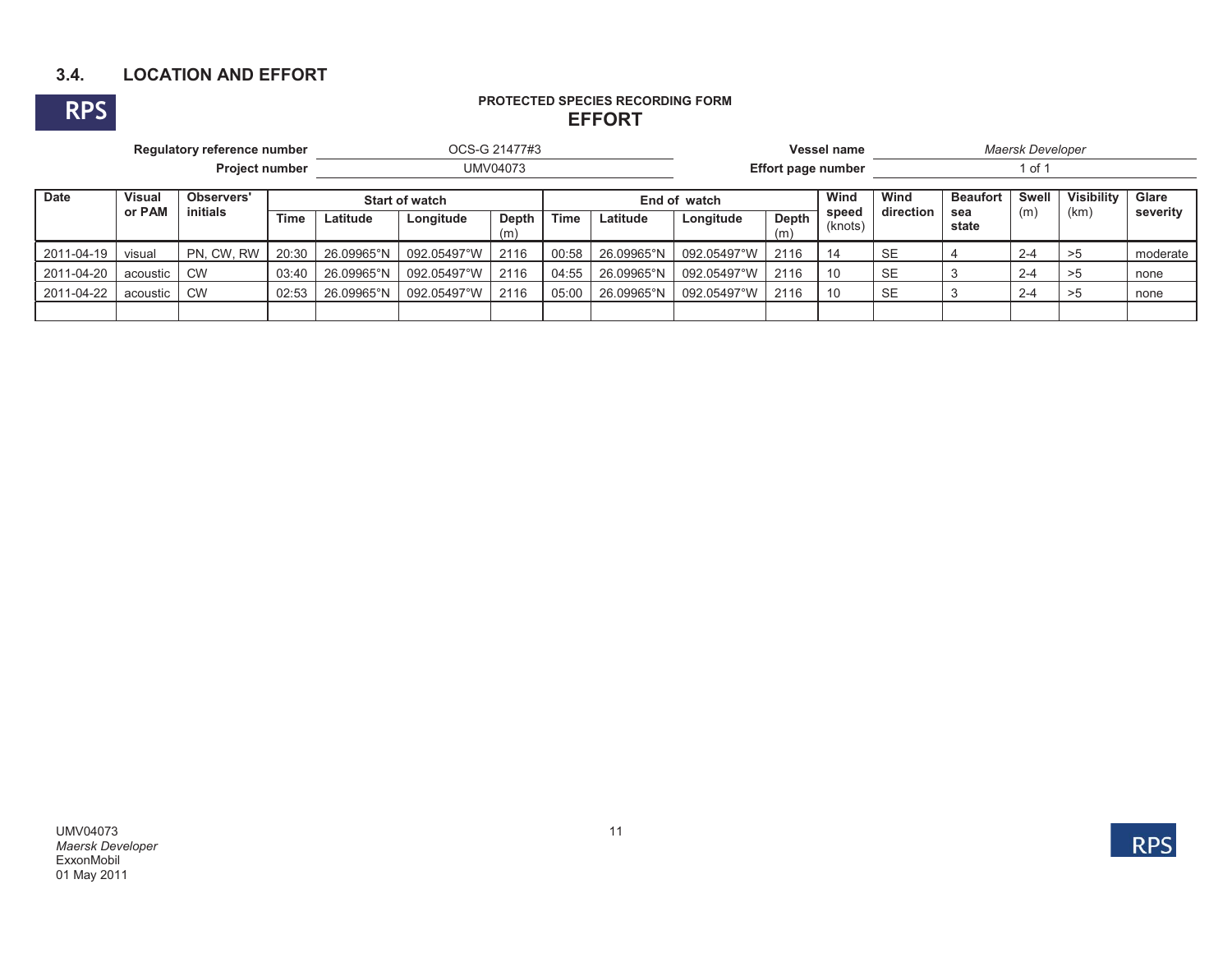## 3.4. LOCATION AND EFFORT

RPS

**PROTECTED SPECIES RECORDING FORM**
**EFFORT**

**Regulatory reference number** OCS-G 21477#3 **Vessel name** *Maersk Developer*

**Project number** UMV04073 **Effort page number** 1 of 1

| Date | Visual or PAM | Observers' initials | Start of watch | | | | End of watch | | | | Wind speed (knots) | Wind direction | Beaufort sea state | Swell (m) | Visibility (km) | Glare severity |
|---|---|---|---|---|---|---|---|---|---|---|---|---|---|---|---|---|
| | | | Time | Latitude | Longitude | Depth (m) | Time | Latitude | Longitude | Depth (m) | | | | | | |
| 2011-04-19 | visual | PN, CW, RW | 20:30 | 26.09965°N | 092.05497°W | 2116 | 00:58 | 26.09965°N | 092.05497°W | 2116 | 14 | SE | 4 | 2-4 | >5 | moderate |
| 2011-04-20 | acoustic | CW | 03:40 | 26.09965°N | 092.05497°W | 2116 | 04:55 | 26.09965°N | 092.05497°W | 2116 | 10 | SE | 3 | 2-4 | >5 | none |
| 2011-04-22 | acoustic | CW | 02:53 | 26.09965°N | 092.05497°W | 2116 | 05:00 | 26.09965°N | 092.05497°W | 2116 | 10 | SE | 3 | 2-4 | >5 | none |
| | | | | | | | | | | | | | | | | |

UMV04073
*Maersk Developer*
ExxonMobil
01 May 2011